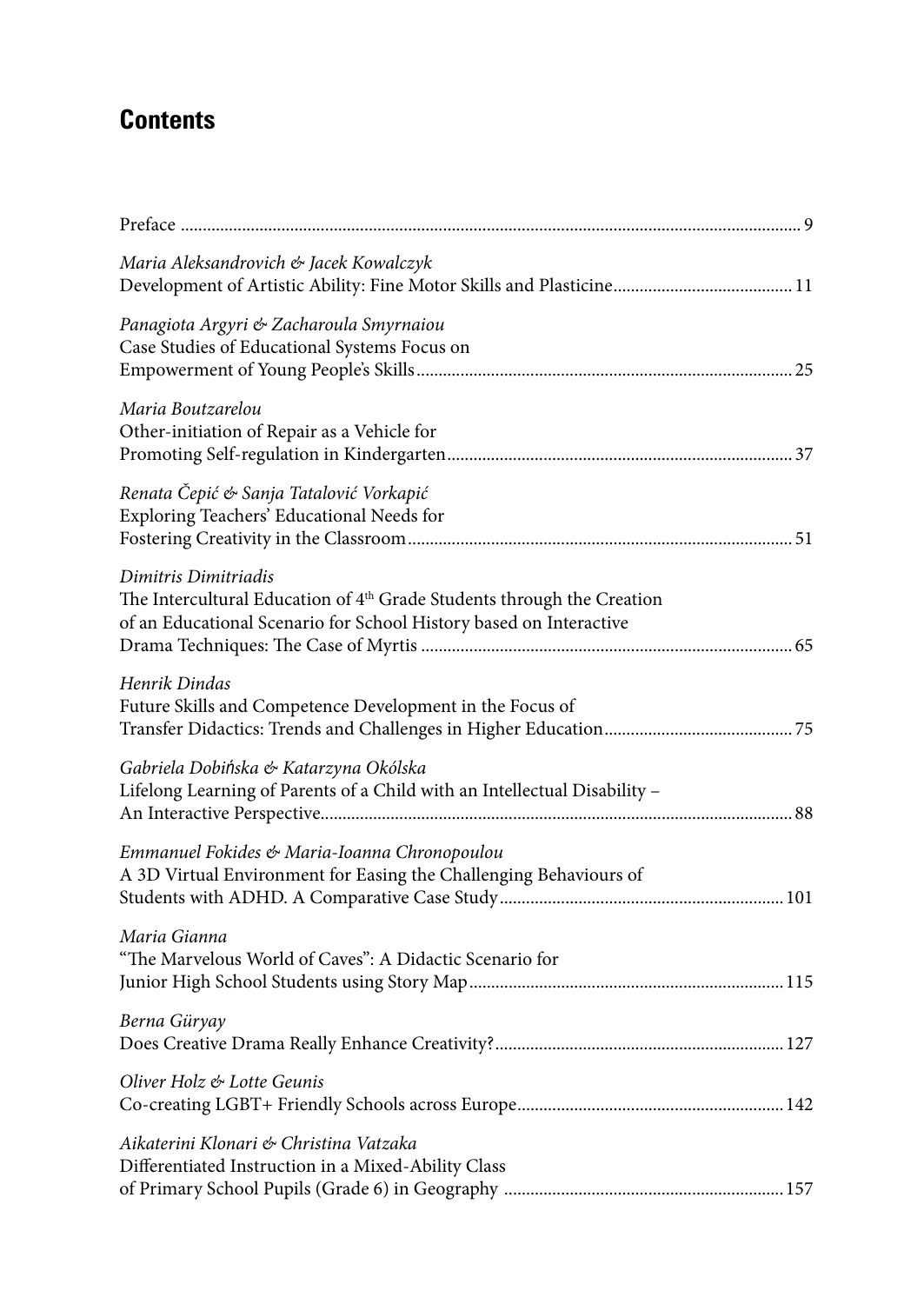## Contents

Preface ... 9

*Maria Aleksandrovich & Jacek Kowalczyk*
Development of Artistic Ability: Fine Motor Skills and Plasticine ... 11

*Panagiota Argyri & Zacharoula Smyrnaiou*
Case Studies of Educational Systems Focus on Empowerment of Young People's Skills ... 25

*Maria Boutzarelou*
Other-initiation of Repair as a Vehicle for Promoting Self-regulation in Kindergarten ... 37

*Renata Čepić & Sanja Tatalović Vorkapić*
Exploring Teachers' Educational Needs for Fostering Creativity in the Classroom ... 51

*Dimitris Dimitriadis*
The Intercultural Education of 4th Grade Students through the Creation of an Educational Scenario for School History based on Interactive Drama Techniques: The Case of Myrtis ... 65

*Henrik Dindas*
Future Skills and Competence Development in the Focus of Transfer Didactics: Trends and Challenges in Higher Education ... 75

*Gabriela Dobińska & Katarzyna Okólska*
Lifelong Learning of Parents of a Child with an Intellectual Disability – An Interactive Perspective ... 88

*Emmanuel Fokides & Maria-Ioanna Chronopoulou*
A 3D Virtual Environment for Easing the Challenging Behaviours of Students with ADHD. A Comparative Case Study ... 101

*Maria Gianna*
"The Marvelous World of Caves": A Didactic Scenario for Junior High School Students using Story Map ... 115

*Berna Güryay*
Does Creative Drama Really Enhance Creativity? ... 127

*Oliver Holz & Lotte Geunis*
Co-creating LGBT+ Friendly Schools across Europe ... 142

*Aikaterini Klonari & Christina Vatzaka*
Differentiated Instruction in a Mixed-Ability Class of Primary School Pupils (Grade 6) in Geography ... 157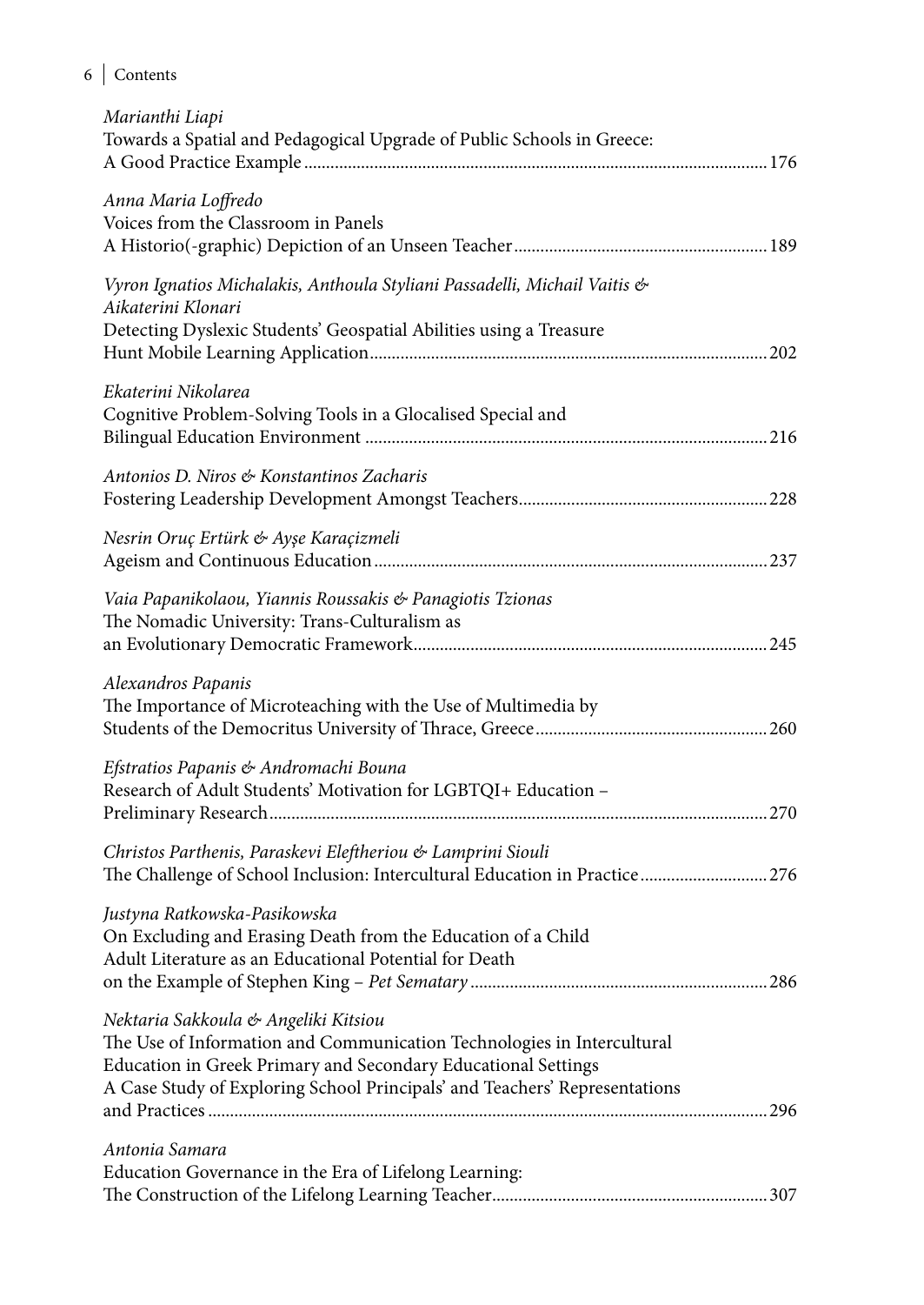*Marianthi Liapi*
Towards a Spatial and Pedagogical Upgrade of Public Schools in Greece: A Good Practice Example ........ 176

*Anna Maria Loffredo*
Voices from the Classroom in Panels
A Historio(-graphic) Depiction of an Unseen Teacher ........ 189

*Vyron Ignatios Michalakis, Anthoula Styliani Passadelli, Michail Vaitis & Aikaterini Klonari*
Detecting Dyslexic Students' Geospatial Abilities using a Treasure Hunt Mobile Learning Application ........ 202

*Ekaterini Nikolarea*
Cognitive Problem-Solving Tools in a Glocalised Special and Bilingual Education Environment ........ 216

*Antonios D. Niros & Konstantinos Zacharis*
Fostering Leadership Development Amongst Teachers ........ 228

*Nesrin Oruç Ertürk & Ayşe Karaçizmeli*
Ageism and Continuous Education ........ 237

*Vaia Papanikolaou, Yiannis Roussakis & Panagiotis Tzionas*
The Nomadic University: Trans-Culturalism as an Evolutionary Democratic Framework ........ 245

*Alexandros Papanis*
The Importance of Microteaching with the Use of Multimedia by Students of the Democritus University of Thrace, Greece ........ 260

*Efstratios Papanis & Andromachi Bouna*
Research of Adult Students' Motivation for LGBTQI+ Education – Preliminary Research ........ 270

*Christos Parthenis, Paraskevi Eleftheriou & Lamprini Siouli*
The Challenge of School Inclusion: Intercultural Education in Practice ........ 276

*Justyna Ratkowska-Pasikowska*
On Excluding and Erasing Death from the Education of a Child
Adult Literature as an Educational Potential for Death on the Example of Stephen King – *Pet Sematary* ........ 286

*Nektaria Sakkoula & Angeliki Kitsiou*
The Use of Information and Communication Technologies in Intercultural Education in Greek Primary and Secondary Educational Settings
A Case Study of Exploring School Principals' and Teachers' Representations and Practices ........ 296

*Antonia Samara*
Education Governance in the Era of Lifelong Learning: The Construction of the Lifelong Learning Teacher ........ 307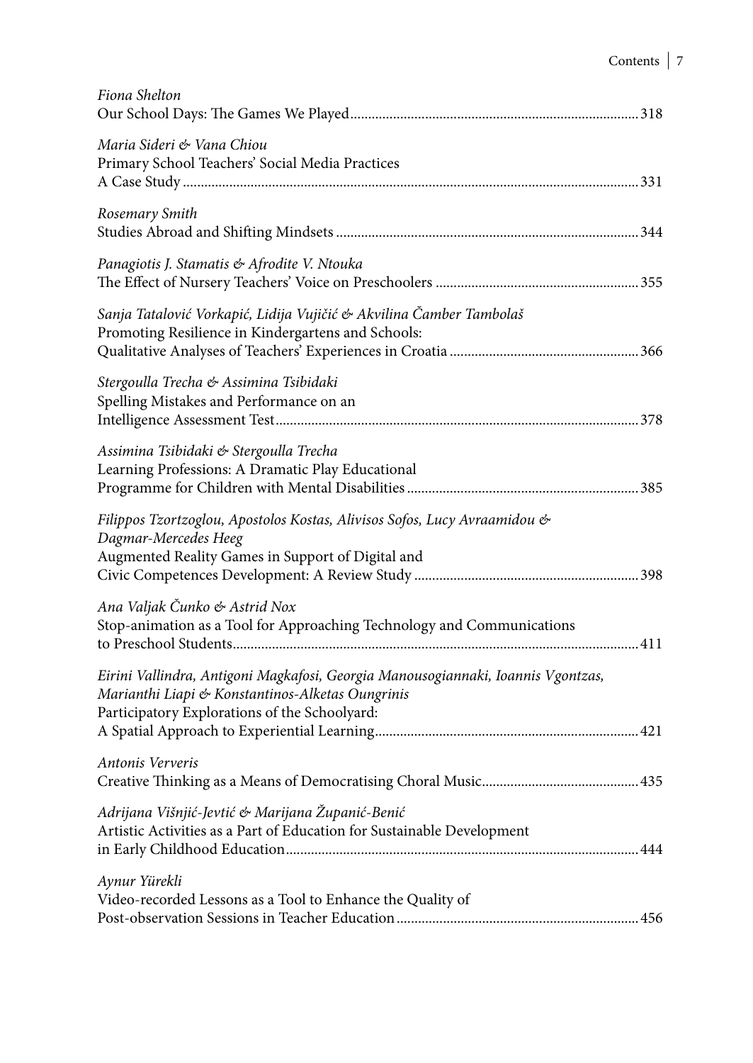*Fiona Shelton*
Our School Days: The Games We Played ... 318

*Maria Sideri & Vana Chiou*
Primary School Teachers' Social Media Practices
A Case Study ... 331

*Rosemary Smith*
Studies Abroad and Shifting Mindsets ... 344

*Panagiotis J. Stamatis & Afrodite V. Ntouka*
The Effect of Nursery Teachers' Voice on Preschoolers ... 355

*Sanja Tatalović Vorkapić, Lidija Vujičić & Akvilina Čamber Tambolaš*
Promoting Resilience in Kindergartens and Schools:
Qualitative Analyses of Teachers' Experiences in Croatia ... 366

*Stergoulla Trecha & Assimina Tsibidaki*
Spelling Mistakes and Performance on an
Intelligence Assessment Test ... 378

*Assimina Tsibidaki & Stergoulla Trecha*
Learning Professions: A Dramatic Play Educational
Programme for Children with Mental Disabilities ... 385

*Filippos Tzortzoglou, Apostolos Kostas, Alivisos Sofos, Lucy Avraamidou & Dagmar-Mercedes Heeg*
Augmented Reality Games in Support of Digital and
Civic Competences Development: A Review Study ... 398

*Ana Valjak Čunko & Astrid Nox*
Stop-animation as a Tool for Approaching Technology and Communications
to Preschool Students ... 411

*Eirini Vallindra, Antigoni Magkafosi, Georgia Manousogiannaki, Ioannis Vgontzas, Marianthi Liapi & Konstantinos-Alketas Oungrinis*
Participatory Explorations of the Schoolyard:
A Spatial Approach to Experiential Learning ... 421

*Antonis Ververis*
Creative Thinking as a Means of Democratising Choral Music ... 435

*Adrijana Višnjić-Jevtić & Marijana Županić-Benić*
Artistic Activities as a Part of Education for Sustainable Development
in Early Childhood Education ... 444

*Aynur Yürekli*
Video-recorded Lessons as a Tool to Enhance the Quality of
Post-observation Sessions in Teacher Education ... 456